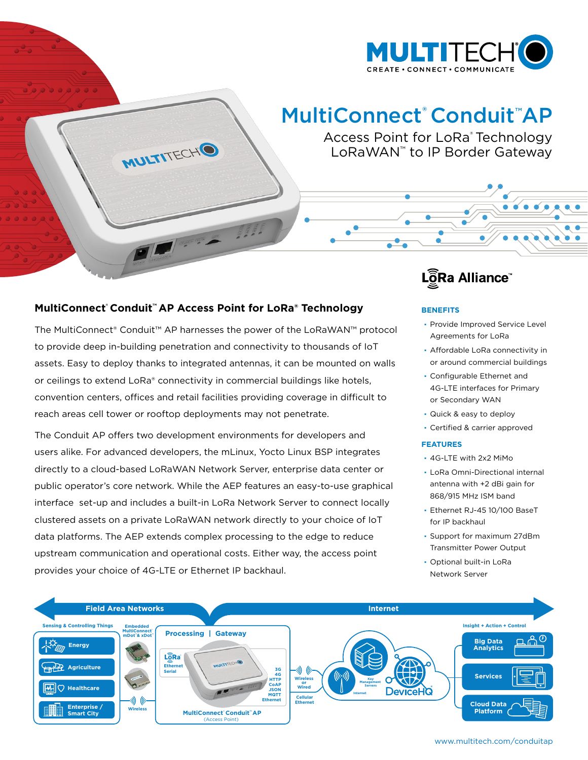# MultiConnect® Conduit™ AP

## Access Point for LoRa® Technology
## LoRaWAN™ to IP Border Gateway

LoRa Alliance™

### MultiConnect® Conduit™ AP Access Point for LoRa® Technology

The MultiConnect® Conduit™ AP harnesses the power of the LoRaWAN™ protocol to provide deep in-building penetration and connectivity to thousands of IoT assets. Easy to deploy thanks to integrated antennas, it can be mounted on walls or ceilings to extend LoRa® connectivity in commercial buildings like hotels, convention centers, offices and retail facilities providing coverage in difficult to reach areas cell tower or rooftop deployments may not penetrate.

The Conduit AP offers two development environments for developers and users alike. For advanced developers, the mLinux, Yocto Linux BSP integrates directly to a cloud-based LoRaWAN Network Server, enterprise data center or public operator's core network. While the AEP features an easy-to-use graphical interface set-up and includes a built-in LoRa Network Server to connect locally clustered assets on a private LoRaWAN network directly to your choice of IoT data platforms. The AEP extends complex processing to the edge to reduce upstream communication and operational costs. Either way, the access point provides your choice of 4G-LTE or Ethernet IP backhaul.

### BENEFITS

- Provide Improved Service Level Agreements for LoRa
- Affordable LoRa connectivity in or around commercial buildings
- Configurable Ethernet and 4G-LTE interfaces for Primary or Secondary WAN
- Quick & easy to deploy
- Certified & carrier approved

### FEATURES

- 4G-LTE with 2x2 MiMo
- LoRa Omni-Directional internal antenna with +2 dBi gain for 868/915 MHz ISM band
- Ethernet RJ-45 10/100 BaseT for IP backhaul
- Support for maximum 27dBm Transmitter Power Output
- Optional built-in LoRa Network Server

www.multitech.com/conduitap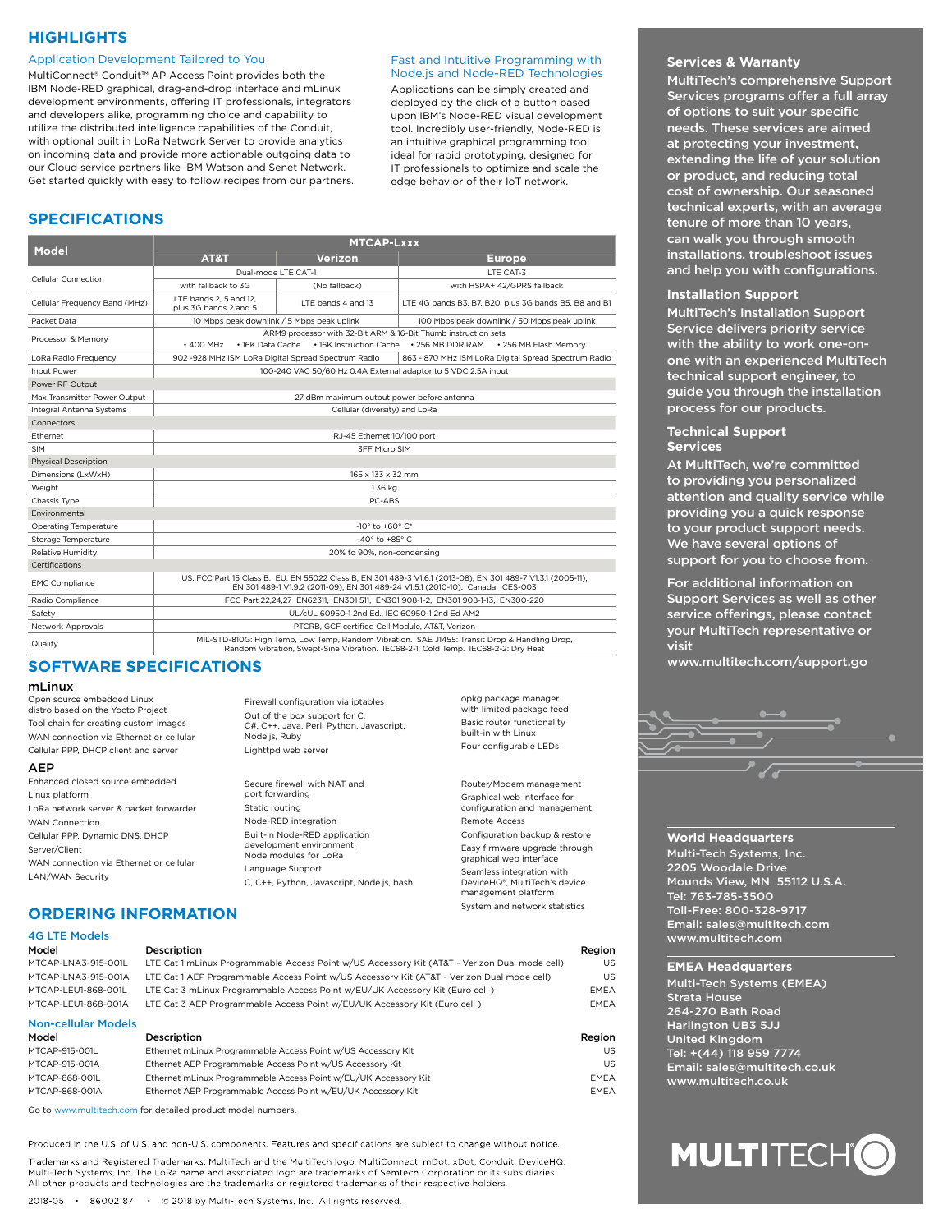## HIGHLIGHTS

### Application Development Tailored to You

MultiConnect® Conduit™ AP Access Point provides both the IBM Node-RED graphical, drag-and-drop interface and mLinux development environments, offering IT professionals, integrators and developers alike, programming choice and capability to utilize the distributed intelligence capabilities of the Conduit, with optional built in LoRa Network Server to provide analytics on incoming data and provide more actionable outgoing data to our Cloud service partners like IBM Watson and Senet Network. Get started quickly with easy to follow recipes from our partners.

### Fast and Intuitive Programming with Node.js and Node-RED Technologies

Applications can be simply created and deployed by the click of a button based upon IBM's Node-RED visual development tool. Incredibly user-friendly, Node-RED is an intuitive graphical programming tool ideal for rapid prototyping, designed for IT professionals to optimize and scale the edge behavior of their IoT network.

## SPECIFICATIONS

| Model | MTCAP-Lxxx | | |
|---|---|---|---|
| | AT&T | Verizon | Europe |
| Cellular Connection | Dual-mode LTE CAT-1 | | LTE CAT-3 |
| | with fallback to 3G | (No fallback) | with HSPA+ 42/GPRS fallback |
| Cellular Frequency Band (MHz) | LTE bands 2, 5 and 12, plus 3G bands 2 and 5 | LTE bands 4 and 13 | LTE 4G bands B3, B7, B20, plus 3G bands B5, B8 and B1 |
| Packet Data | 10 Mbps peak downlink / 5 Mbps peak uplink | | 100 Mbps peak downlink / 50 Mbps peak uplink |
| Processor & Memory | ARM9 processor with 32-Bit ARM & 16-Bit Thumb instruction sets • 400 MHz • 16K Data Cache • 16K Instruction Cache • 256 MB DDR RAM • 256 MB Flash Memory | | |
| LoRa Radio Frequency | 902 -928 MHz ISM LoRa Digital Spread Spectrum Radio | | 863 - 870 MHz ISM LoRa Digital Spread Spectrum Radio |
| Input Power | 100-240 VAC 50/60 Hz 0.4A External adaptor to 5 VDC 2.5A input | | |
| Power RF Output | | | |
| Max Transmitter Power Output | 27 dBm maximum output power before antenna | | |
| Integral Antenna Systems | Cellular (diversity) and LoRa | | |
| Connectors | | | |
| Ethernet | RJ-45 Ethernet 10/100 port | | |
| SIM | 3FF Micro SIM | | |
| Physical Description | | | |
| Dimensions (LxWxH) | 165 x 133 x 32 mm | | |
| Weight | 1.36 kg | | |
| Chassis Type | PC-ABS | | |
| Environmental | | | |
| Operating Temperature | -10° to +60° C* | | |
| Storage Temperature | -40° to +85° C | | |
| Relative Humidity | 20% to 90%, non-condensing | | |
| Certifications | | | |
| EMC Compliance | US: FCC Part 15 Class B. EU: EN 55022 Class B, EN 301 489-3 V1.6.1 (2013-08), EN 301 489-7 V1.3.1 (2005-11), EN 301 489-1 V1.9.2 (2011-09), EN 301 489-24 V1.5.1 (2010-10). Canada: ICES-003 | | |
| Radio Compliance | FCC Part 22,24,27 EN62311, EN301 511, EN301 908-1-2, EN301 908-1-13, EN300-220 | | |
| Safety | UL/cUL 60950-1 2nd Ed., IEC 60950-1 2nd Ed AM2 | | |
| Network Approvals | PTCRB, GCF certified Cell Module, AT&T, Verizon | | |
| Quality | MIL-STD-810G: High Temp, Low Temp, Random Vibration. SAE J1455: Transit Drop & Handling Drop, Random Vibration, Swept-Sine Vibration. IEC68-2-1: Cold Temp. IEC68-2-2: Dry Heat | | |

## SOFTWARE SPECIFICATIONS

### mLinux

- Open source embedded Linux distro based on the Yocto Project
- Tool chain for creating custom images
- WAN connection via Ethernet or cellular
- Cellular PPP, DHCP client and server
- Firewall configuration via iptables
- Out of the box support for C, C#, C++, Java, Perl, Python, Javascript, Node.js, Ruby
- Lighttpd web server
- opkg package manager with limited package feed
- Basic router functionality built-in with Linux
- Four configurable LEDs

### AEP

- Enhanced closed source embedded Linux platform
- LoRa network server & packet forwarder
- WAN Connection
- Cellular PPP, Dynamic DNS, DHCP Server/Client
- WAN connection via Ethernet or cellular
- LAN/WAN Security
- Secure firewall with NAT and port forwarding
- Static routing
- Node-RED integration
- Built-in Node-RED application development environment, Node modules for LoRa
- Language Support
- C, C++, Python, Javascript, Node.js, bash
- Router/Modem management
- Graphical web interface for configuration and management
- Remote Access
- Configuration backup & restore
- Easy firmware upgrade through graphical web interface
- Seamless integration with DeviceHQ®, MultiTech's device management platform
- System and network statistics

## ORDERING INFORMATION

### 4G LTE Models

| Model | Description | Region |
|---|---|---|
| MTCAP-LNA3-915-001L | LTE Cat 1 mLinux Programmable Access Point w/US Accessory Kit (AT&T - Verizon Dual mode cell) | US |
| MTCAP-LNA3-915-001A | LTE Cat 1 AEP Programmable Access Point w/US Accessory Kit (AT&T - Verizon Dual mode cell) | US |
| MTCAP-LEU1-868-001L | LTE Cat 3 mLinux Programmable Access Point w/EU/UK Accessory Kit (Euro cell ) | EMEA |
| MTCAP-LEU1-868-001A | LTE Cat 3 AEP Programmable Access Point w/EU/UK Accessory Kit (Euro cell ) | EMEA |

### Non-cellular Models

| Model | Description | Region |
|---|---|---|
| MTCAP-915-001L | Ethernet mLinux Programmable Access Point w/US Accessory Kit | US |
| MTCAP-915-001A | Ethernet AEP Programmable Access Point w/US Accessory Kit | US |
| MTCAP-868-001L | Ethernet mLinux Programmable Access Point w/EU/UK Accessory Kit | EMEA |
| MTCAP-868-001A | Ethernet AEP Programmable Access Point w/EU/UK Accessory Kit | EMEA |

Go to www.multitech.com for detailed product model numbers.

### Services & Warranty

MultiTech's comprehensive Support Services programs offer a full array of options to suit your specific needs. These services are aimed at protecting your investment, extending the life of your solution or product, and reducing total cost of ownership. Our seasoned technical experts, with an average tenure of more than 10 years, can walk you through smooth installations, troubleshoot issues and help you with configurations.

### Installation Support

MultiTech's Installation Support Service delivers priority service with the ability to work one-on-one with an experienced MultiTech technical support engineer, to guide you through the installation process for our products.

### Technical Support Services

At MultiTech, we're committed to providing you personalized attention and quality service while providing you a quick response to your product support needs. We have several options of support for you to choose from.

For additional information on Support Services as well as other service offerings, please contact your MultiTech representative or visit www.multitech.com/support.go

**World Headquarters**
Multi-Tech Systems, Inc.
2205 Woodale Drive
Mounds View, MN 55112 U.S.A.
Tel: 763-785-3500
Toll-Free: 800-328-9717
Email: sales@multitech.com
www.multitech.com

**EMEA Headquarters**
Multi-Tech Systems (EMEA)
Strata House
264-270 Bath Road
Harlington UB3 5JJ
United Kingdom
Tel: +(44) 118 959 7774
Email: sales@multitech.co.uk
www.multitech.co.uk

MULTITECH

Produced in the U.S. of U.S. and non-U.S. components. Features and specifications are subject to change without notice.

Trademarks and Registered Trademarks: MultiTech and the MultiTech logo, MultiConnect, mDot, xDot, Conduit, DeviceHQ: Multi-Tech Systems, Inc. The LoRa name and associated logo are trademarks of Semtech Corporation or its subsidiaries. All other products and technologies are the trademarks or registered trademarks of their respective holders.

2018-05 • 86002187 • © 2018 by Multi-Tech Systems, Inc. All rights reserved.